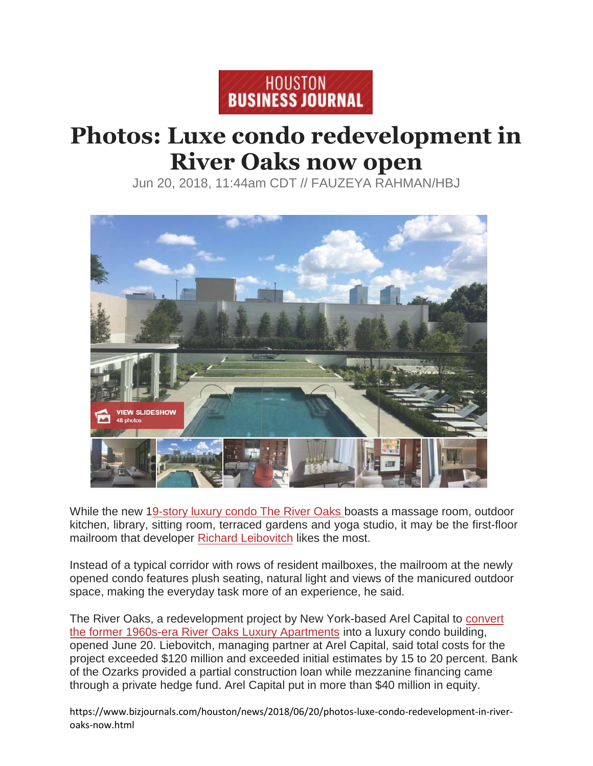HOUSTON BUSINESS JOURNAL

# Photos: Luxe condo redevelopment in River Oaks now open

Jun 20, 2018, 11:44am CDT // FAUZEYA RAHMAN/HBJ

VIEW SLIDESHOW
48 photos

While the new 19-story luxury condo The River Oaks boasts a massage room, outdoor kitchen, library, sitting room, terraced gardens and yoga studio, it may be the first-floor mailroom that developer Richard Leibovitch likes the most.

Instead of a typical corridor with rows of resident mailboxes, the mailroom at the newly opened condo features plush seating, natural light and views of the manicured outdoor space, making the everyday task more of an experience, he said.

The River Oaks, a redevelopment project by New York-based Arel Capital to convert the former 1960s-era River Oaks Luxury Apartments into a luxury condo building, opened June 20. Liebovitch, managing partner at Arel Capital, said total costs for the project exceeded $120 million and exceeded initial estimates by 15 to 20 percent. Bank of the Ozarks provided a partial construction loan while mezzanine financing came through a private hedge fund. Arel Capital put in more than $40 million in equity.

https://www.bizjournals.com/houston/news/2018/06/20/photos-luxe-condo-redevelopment-in-river-oaks-now.html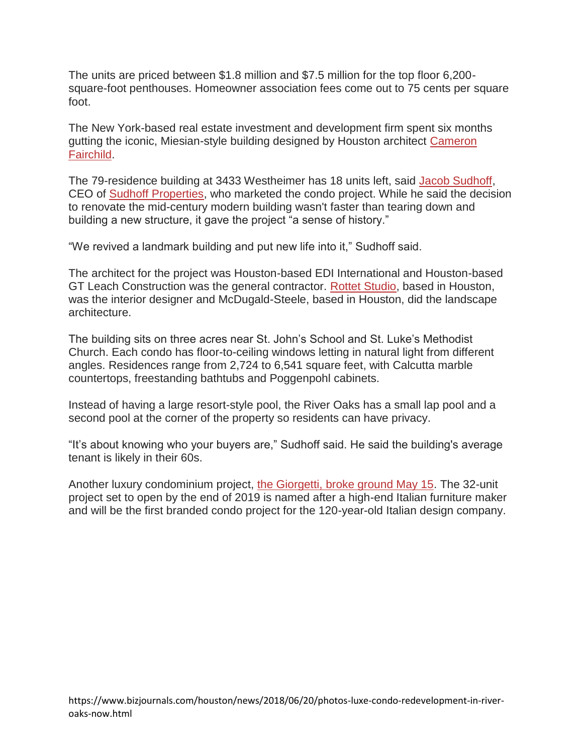The units are priced between \$1.8 million and \$7.5 million for the top floor 6,200-square-foot penthouses. Homeowner association fees come out to 75 cents per square foot.

The New York-based real estate investment and development firm spent six months gutting the iconic, Miesian-style building designed by Houston architect Cameron Fairchild.

The 79-residence building at 3433 Westheimer has 18 units left, said Jacob Sudhoff, CEO of Sudhoff Properties, who marketed the condo project. While he said the decision to renovate the mid-century modern building wasn't faster than tearing down and building a new structure, it gave the project "a sense of history."

"We revived a landmark building and put new life into it," Sudhoff said.

The architect for the project was Houston-based EDI International and Houston-based GT Leach Construction was the general contractor. Rottet Studio, based in Houston, was the interior designer and McDugald-Steele, based in Houston, did the landscape architecture.

The building sits on three acres near St. John's School and St. Luke's Methodist Church. Each condo has floor-to-ceiling windows letting in natural light from different angles. Residences range from 2,724 to 6,541 square feet, with Calcutta marble countertops, freestanding bathtubs and Poggenpohl cabinets.

Instead of having a large resort-style pool, the River Oaks has a small lap pool and a second pool at the corner of the property so residents can have privacy.

"It's about knowing who your buyers are," Sudhoff said. He said the building's average tenant is likely in their 60s.

Another luxury condominium project, the Giorgetti, broke ground May 15. The 32-unit project set to open by the end of 2019 is named after a high-end Italian furniture maker and will be the first branded condo project for the 120-year-old Italian design company.

https://www.bizjournals.com/houston/news/2018/06/20/photos-luxe-condo-redevelopment-in-river-oaks-now.html